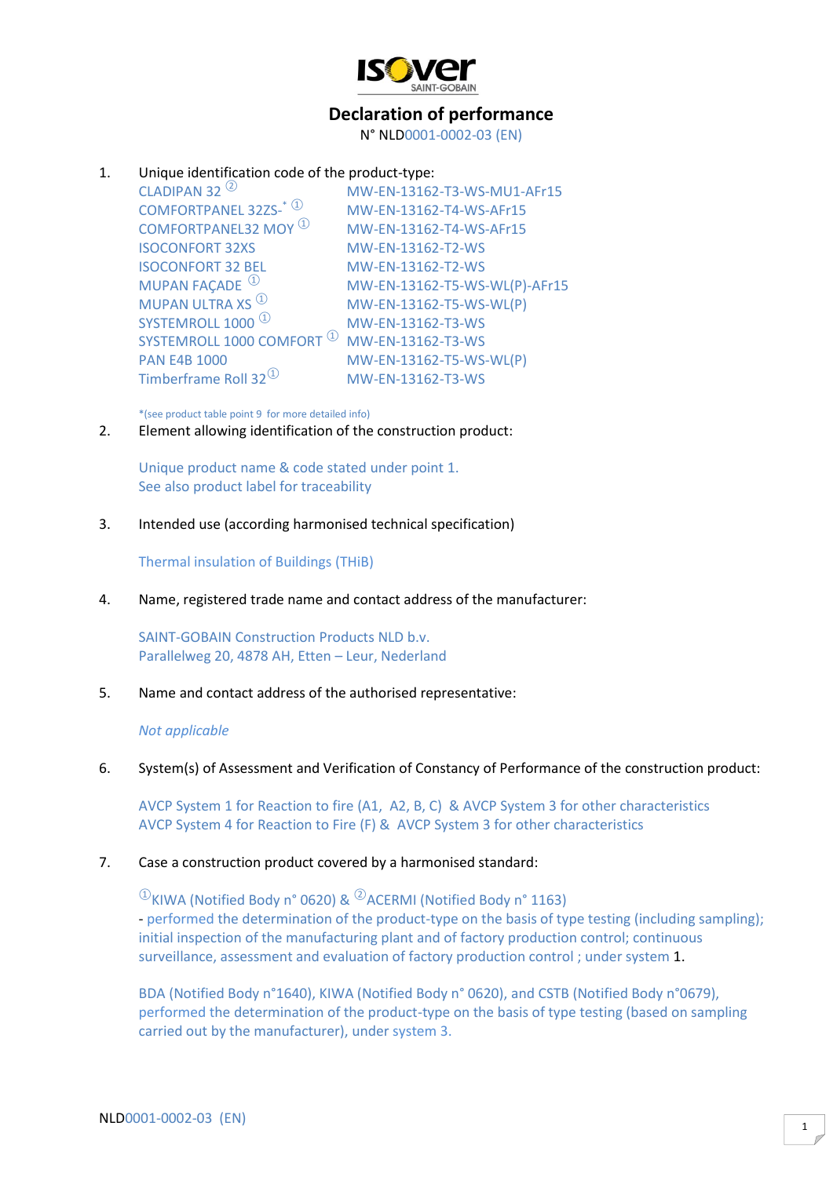# Declaration of performance

N° NLD0001-0002-03 (EN)

1. Unique identification code of the product-type:

| | |
|---|---|
| CLADIPAN 32 ② | MW-EN-13162-T3-WS-MU1-AFr15 |
| COMFORTPANEL 32ZS-* ① | MW-EN-13162-T4-WS-AFr15 |
| COMFORTPANEL32 MOY ① | MW-EN-13162-T4-WS-AFr15 |
| ISOCONFORT 32XS | MW-EN-13162-T2-WS |
| ISOCONFORT 32 BEL | MW-EN-13162-T2-WS |
| MUPAN FAÇADE ① | MW-EN-13162-T5-WS-WL(P)-AFr15 |
| MUPAN ULTRA XS ① | MW-EN-13162-T5-WS-WL(P) |
| SYSTEMROLL 1000 ① | MW-EN-13162-T3-WS |
| SYSTEMROLL 1000 COMFORT ① | MW-EN-13162-T3-WS |
| PAN E4B 1000 | MW-EN-13162-T5-WS-WL(P) |
| Timberframe Roll 32① | MW-EN-13162-T3-WS |

*(see product table point 9 for more detailed info)

2. Element allowing identification of the construction product:

   Unique product name & code stated under point 1.
   See also product label for traceability

3. Intended use (according harmonised technical specification)

   Thermal insulation of Buildings (THiB)

4. Name, registered trade name and contact address of the manufacturer:

   SAINT-GOBAIN Construction Products NLD b.v.
   Parallelweg 20, 4878 AH, Etten – Leur, Nederland

5. Name and contact address of the authorised representative:

   *Not applicable*

6. System(s) of Assessment and Verification of Constancy of Performance of the construction product:

   AVCP System 1 for Reaction to fire (A1, A2, B, C) & AVCP System 3 for other characteristics
   AVCP System 4 for Reaction to Fire (F) & AVCP System 3 for other characteristics

7. Case a construction product covered by a harmonised standard:

   ①KIWA (Notified Body n° 0620) & ②ACERMI (Notified Body n° 1163)
   - performed the determination of the product-type on the basis of type testing (including sampling); initial inspection of the manufacturing plant and of factory production control; continuous surveillance, assessment and evaluation of factory production control ; under system 1.

   BDA (Notified Body n°1640), KIWA (Notified Body n° 0620), and CSTB (Notified Body n°0679), performed the determination of the product-type on the basis of type testing (based on sampling carried out by the manufacturer), under system 3.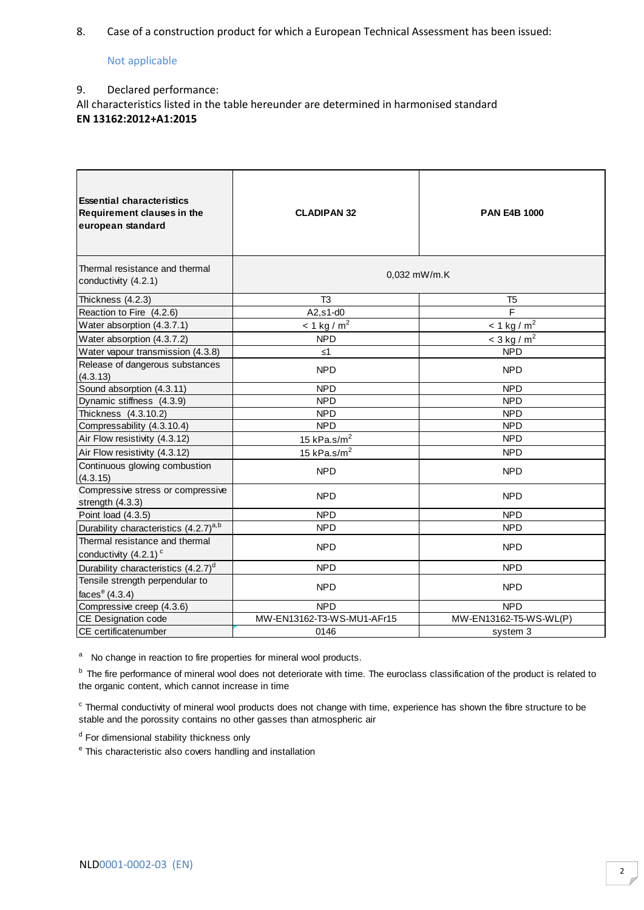8. Case of a construction product for which a European Technical Assessment has been issued:

Not applicable

9. Declared performance:

All characteristics listed in the table hereunder are determined in harmonised standard **EN 13162:2012+A1:2015**

| **Essential characteristics Requirement clauses in the european standard** | **CLADIPAN 32** | **PAN E4B 1000** |
|---|---|---|
| Thermal resistance and thermal conductivity (4.2.1) | 0,032 mW/m.K | |
| Thickness (4.2.3) | T3 | T5 |
| Reaction to Fire (4.2.6) | A2,s1-d0 | F |
| Water absorption (4.3.7.1) | < 1 kg / $m^2$ | < 1 kg / $m^2$ |
| Water absorption (4.3.7.2) | NPD | < 3 kg / $m^2$ |
| Water vapour transmission (4.3.8) | ≤1 | NPD |
| Release of dangerous substances (4.3.13) | NPD | NPD |
| Sound absorption (4.3.11) | NPD | NPD |
| Dynamic stiffness (4.3.9) | NPD | NPD |
| Thickness (4.3.10.2) | NPD | NPD |
| Compressability (4.3.10.4) | NPD | NPD |
| Air Flow resistivity (4.3.12) | 15 kPa.s/$m^2$ | NPD |
| Air Flow resistivity (4.3.12) | 15 kPa.s/$m^2$ | NPD |
| Continuous glowing combustion (4.3.15) | NPD | NPD |
| Compressive stress or compressive strength (4.3.3) | NPD | NPD |
| Point load (4.3.5) | NPD | NPD |
| Durability characteristics (4.2.7)[a,b] | NPD | NPD |
| Thermal resistance and thermal conductivity (4.2.1) [c] | NPD | NPD |
| Durability characteristics (4.2.7)[d] | NPD | NPD |
| Tensile strength perpendicular to faces[e] (4.3.4) | NPD | NPD |
| Compressive creep (4.3.6) | NPD | NPD |
| CE Designation code | MW-EN13162-T3-WS-MU1-AFr15 | MW-EN13162-T5-WS-WL(P) |
| CE certificatenumber | 0146 | system 3 |

[a] No change in reaction to fire properties for mineral wool products.

[b] The fire performance of mineral wool does not deteriorate with time. The euroclass classification of the product is related to the organic content, which cannot increase in time

[c] Thermal conductivity of mineral wool products does not change with time, experience has shown the fibre structure to be stable and the porossity contains no other gasses than atmospheric air

[d] For dimensional stability thickness only

[e] This characteristic also covers handling and installation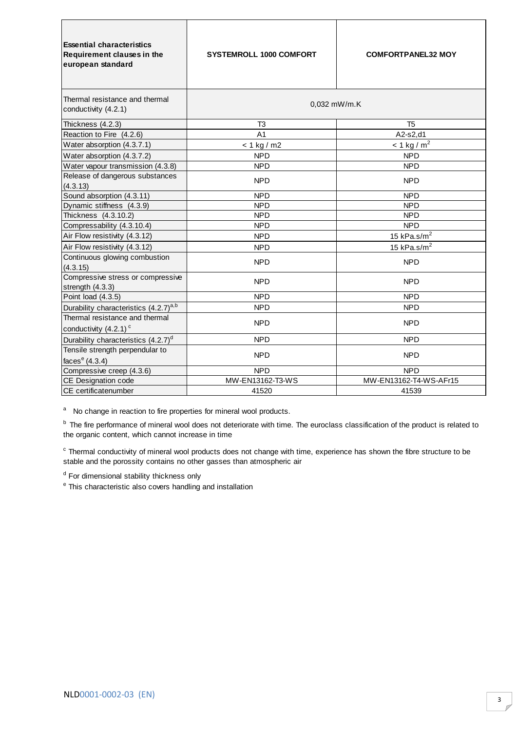| Essential characteristics Requirement clauses in the european standard | SYSTEMROLL 1000 COMFORT | COMFORTPANEL32 MOY |
|---|---|---|
| Thermal resistance and thermal conductivity (4.2.1) | 0,032 mW/m.K | |
| Thickness (4.2.3) | T3 | T5 |
| Reaction to Fire (4.2.6) | A1 | A2-s2,d1 |
| Water absorption (4.3.7.1) | < 1 kg / m2 | < 1 kg / $m^2$ |
| Water absorption (4.3.7.2) | NPD | NPD |
| Water vapour transmission (4.3.8) | NPD | NPD |
| Release of dangerous substances (4.3.13) | NPD | NPD |
| Sound absorption (4.3.11) | NPD | NPD |
| Dynamic stiffness (4.3.9) | NPD | NPD |
| Thickness (4.3.10.2) | NPD | NPD |
| Compressability (4.3.10.4) | NPD | NPD |
| Air Flow resistivity (4.3.12) | NPD | 15 kPa.s/$m^2$ |
| Air Flow resistivity (4.3.12) | NPD | 15 kPa.s/$m^2$ |
| Continuous glowing combustion (4.3.15) | NPD | NPD |
| Compressive stress or compressive strength (4.3.3) | NPD | NPD |
| Point load (4.3.5) | NPD | NPD |
| Durability characteristics (4.2.7)[a,b] | NPD | NPD |
| Thermal resistance and thermal conductivity (4.2.1) [c] | NPD | NPD |
| Durability characteristics (4.2.7)[d] | NPD | NPD |
| Tensile strength perpendicular to faces[e] (4.3.4) | NPD | NPD |
| Compressive creep (4.3.6) | NPD | NPD |
| CE Designation code | MW-EN13162-T3-WS | MW-EN13162-T4-WS-AFr15 |
| CE certificatenumber | 41520 | 41539 |

[a] No change in reaction to fire properties for mineral wool products.

[b] The fire performance of mineral wool does not deteriorate with time. The euroclass classification of the product is related to the organic content, which cannot increase in time

[c] Thermal conductivity of mineral wool products does not change with time, experience has shown the fibre structure to be stable and the porossity contains no other gasses than atmospheric air

[d] For dimensional stability thickness only

[e] This characteristic also covers handling and installation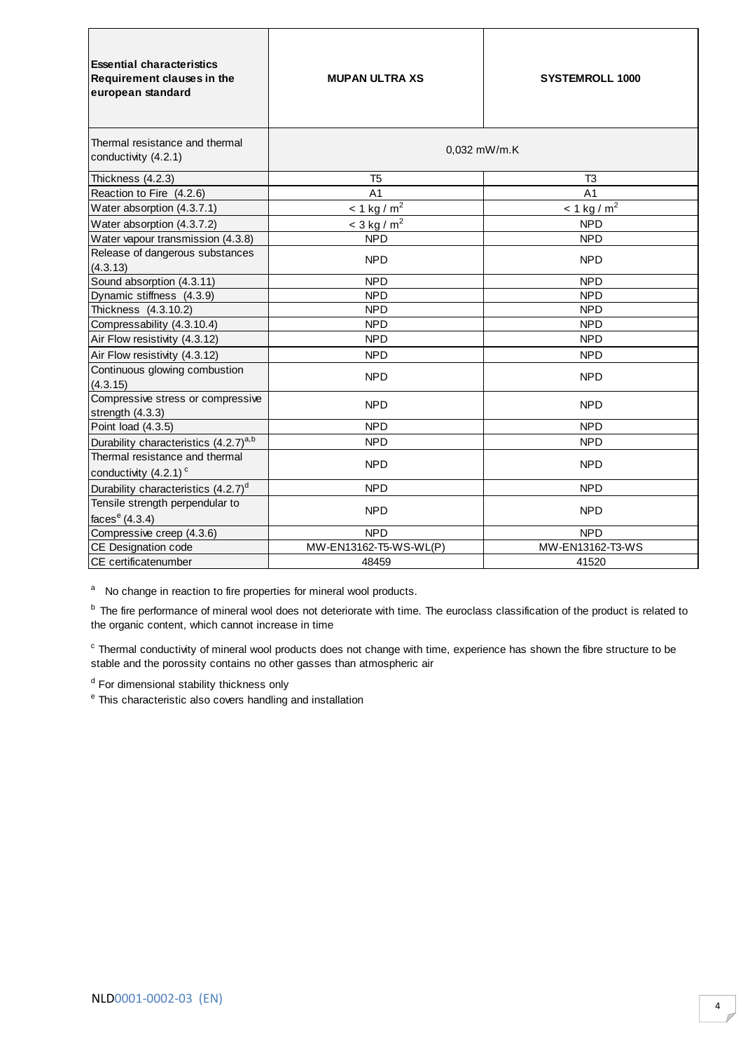| **Essential characteristics Requirement clauses in the european standard** | **MUPAN ULTRA XS** | **SYSTEMROLL 1000** |
|---|---|---|
| Thermal resistance and thermal conductivity (4.2.1) | 0,032 mW/m.K | |
| Thickness (4.2.3) | T5 | T3 |
| Reaction to Fire (4.2.6) | A1 | A1 |
| Water absorption (4.3.7.1) | < 1 kg / $m^2$ | < 1 kg / $m^2$ |
| Water absorption (4.3.7.2) | < 3 kg / $m^2$ | NPD |
| Water vapour transmission (4.3.8) | NPD | NPD |
| Release of dangerous substances (4.3.13) | NPD | NPD |
| Sound absorption (4.3.11) | NPD | NPD |
| Dynamic stiffness (4.3.9) | NPD | NPD |
| Thickness (4.3.10.2) | NPD | NPD |
| Compressability (4.3.10.4) | NPD | NPD |
| Air Flow resistivity (4.3.12) | NPD | NPD |
| Air Flow resistivity (4.3.12) | NPD | NPD |
| Continuous glowing combustion (4.3.15) | NPD | NPD |
| Compressive stress or compressive strength (4.3.3) | NPD | NPD |
| Point load (4.3.5) | NPD | NPD |
| Durability characteristics (4.2.7)[a,b] | NPD | NPD |
| Thermal resistance and thermal conductivity (4.2.1) [c] | NPD | NPD |
| Durability characteristics (4.2.7)[d] | NPD | NPD |
| Tensile strength perpendicular to faces[e] (4.3.4) | NPD | NPD |
| Compressive creep (4.3.6) | NPD | NPD |
| CE Designation code | MW-EN13162-T5-WS-WL(P) | MW-EN13162-T3-WS |
| CE certificatenumber | 48459 | 41520 |

[a] No change in reaction to fire properties for mineral wool products.

[b] The fire performance of mineral wool does not deteriorate with time. The euroclass classification of the product is related to the organic content, which cannot increase in time

[c] Thermal conductivity of mineral wool products does not change with time, experience has shown the fibre structure to be stable and the porossity contains no other gasses than atmospheric air

[d] For dimensional stability thickness only

[e] This characteristic also covers handling and installation

NLD0001-0002-03 (EN)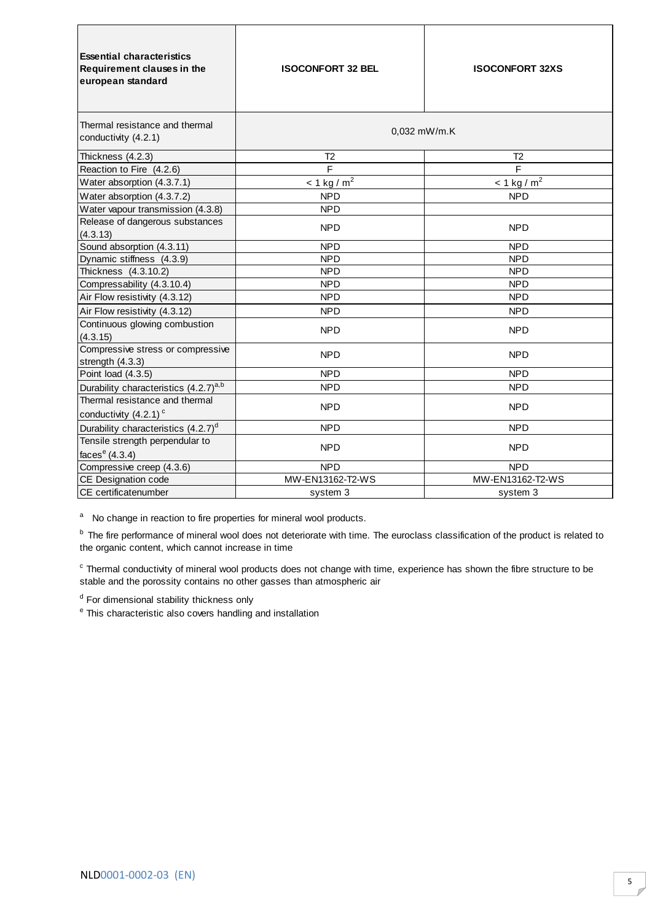| Essential characteristics Requirement clauses in the european standard | ISOCONFORT 32 BEL | ISOCONFORT 32XS |
|---|---|---|
| Thermal resistance and thermal conductivity (4.2.1) | 0,032 mW/m.K | |
| Thickness (4.2.3) | T2 | T2 |
| Reaction to Fire (4.2.6) | F | F |
| Water absorption (4.3.7.1) | < 1 kg / $m^2$ | < 1 kg / $m^2$ |
| Water absorption (4.3.7.2) | NPD | NPD |
| Water vapour transmission (4.3.8) | NPD | |
| Release of dangerous substances (4.3.13) | NPD | NPD |
| Sound absorption (4.3.11) | NPD | NPD |
| Dynamic stiffness (4.3.9) | NPD | NPD |
| Thickness (4.3.10.2) | NPD | NPD |
| Compressability (4.3.10.4) | NPD | NPD |
| Air Flow resistivity (4.3.12) | NPD | NPD |
| Air Flow resistivity (4.3.12) | NPD | NPD |
| Continuous glowing combustion (4.3.15) | NPD | NPD |
| Compressive stress or compressive strength (4.3.3) | NPD | NPD |
| Point load (4.3.5) | NPD | NPD |
| Durability characteristics (4.2.7)[a,b] | NPD | NPD |
| Thermal resistance and thermal conductivity (4.2.1) [c] | NPD | NPD |
| Durability characteristics (4.2.7)[d] | NPD | NPD |
| Tensile strength perpendicular to faces[e] (4.3.4) | NPD | NPD |
| Compressive creep (4.3.6) | NPD | NPD |
| CE Designation code | MW-EN13162-T2-WS | MW-EN13162-T2-WS |
| CE certificatenumber | system 3 | system 3 |

[a] No change in reaction to fire properties for mineral wool products.

[b] The fire performance of mineral wool does not deteriorate with time. The euroclass classification of the product is related to the organic content, which cannot increase in time

[c] Thermal conductivity of mineral wool products does not change with time, experience has shown the fibre structure to be stable and the porossity contains no other gasses than atmospheric air

[d] For dimensional stability thickness only

[e] This characteristic also covers handling and installation

NLD0001-0002-03 (EN)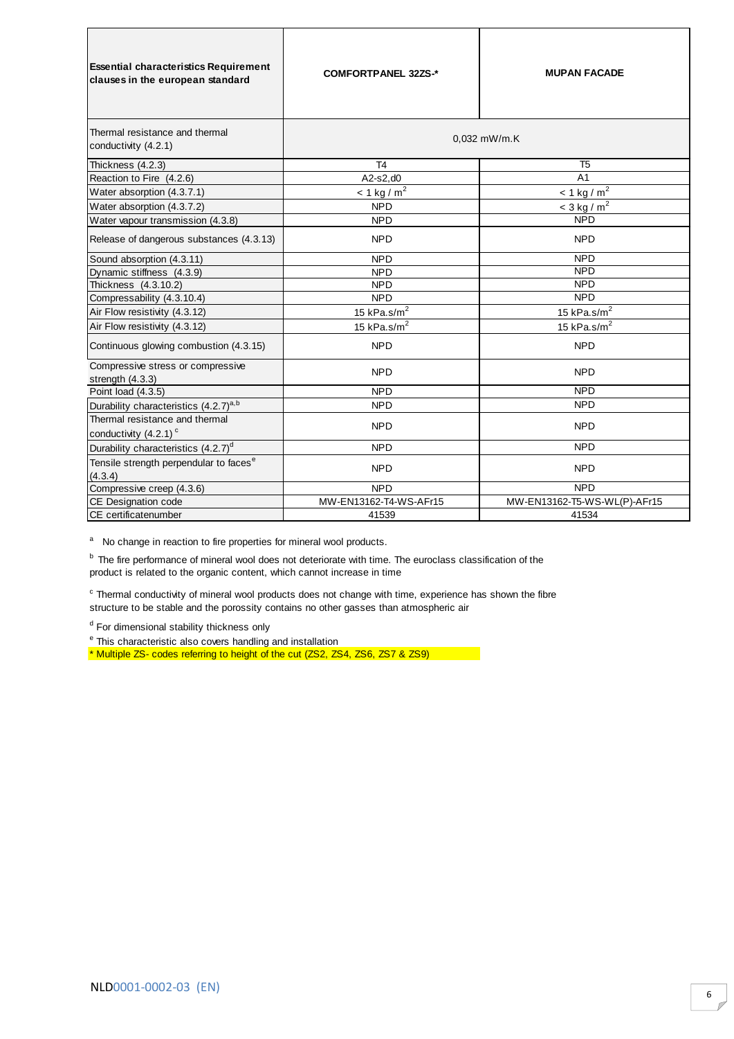| **Essential characteristics Requirement clauses in the european standard** | **COMFORTPANEL 32ZS-*** | **MUPAN FACADE** |
|---|---|---|
| Thermal resistance and thermal conductivity (4.2.1) | 0,032 mW/m.K | |
| Thickness (4.2.3) | T4 | T5 |
| Reaction to Fire (4.2.6) | A2-s2,d0 | A1 |
| Water absorption (4.3.7.1) | < 1 kg / $m^2$ | < 1 kg / $m^2$ |
| Water absorption (4.3.7.2) | NPD | < 3 kg / $m^2$ |
| Water vapour transmission (4.3.8) | NPD | NPD |
| Release of dangerous substances (4.3.13) | NPD | NPD |
| Sound absorption (4.3.11) | NPD | NPD |
| Dynamic stiffness (4.3.9) | NPD | NPD |
| Thickness (4.3.10.2) | NPD | NPD |
| Compressability (4.3.10.4) | NPD | NPD |
| Air Flow resistivity (4.3.12) | 15 kPa.s/$m^2$ | 15 kPa.s/$m^2$ |
| Air Flow resistivity (4.3.12) | 15 kPa.s/$m^2$ | 15 kPa.s/$m^2$ |
| Continuous glowing combustion (4.3.15) | NPD | NPD |
| Compressive stress or compressive strength (4.3.3) | NPD | NPD |
| Point load (4.3.5) | NPD | NPD |
| Durability characteristics (4.2.7)[a,b] | NPD | NPD |
| Thermal resistance and thermal conductivity (4.2.1) [c] | NPD | NPD |
| Durability characteristics (4.2.7)[d] | NPD | NPD |
| Tensile strength perpendicular to faces[e] (4.3.4) | NPD | NPD |
| Compressive creep (4.3.6) | NPD | NPD |
| CE Designation code | MW-EN13162-T4-WS-AFr15 | MW-EN13162-T5-WS-WL(P)-AFr15 |
| CE certificatenumber | 41539 | 41534 |

[a] No change in reaction to fire properties for mineral wool products.

[b] The fire performance of mineral wool does not deteriorate with time. The euroclass classification of the product is related to the organic content, which cannot increase in time

[c] Thermal conductivity of mineral wool products does not change with time, experience has shown the fibre structure to be stable and the porossity contains no other gasses than atmospheric air

[d] For dimensional stability thickness only

[e] This characteristic also covers handling and installation

* Multiple ZS- codes referring to height of the cut (ZS2, ZS4, ZS6, ZS7 & ZS9)

NLD0001-0002-03 (EN)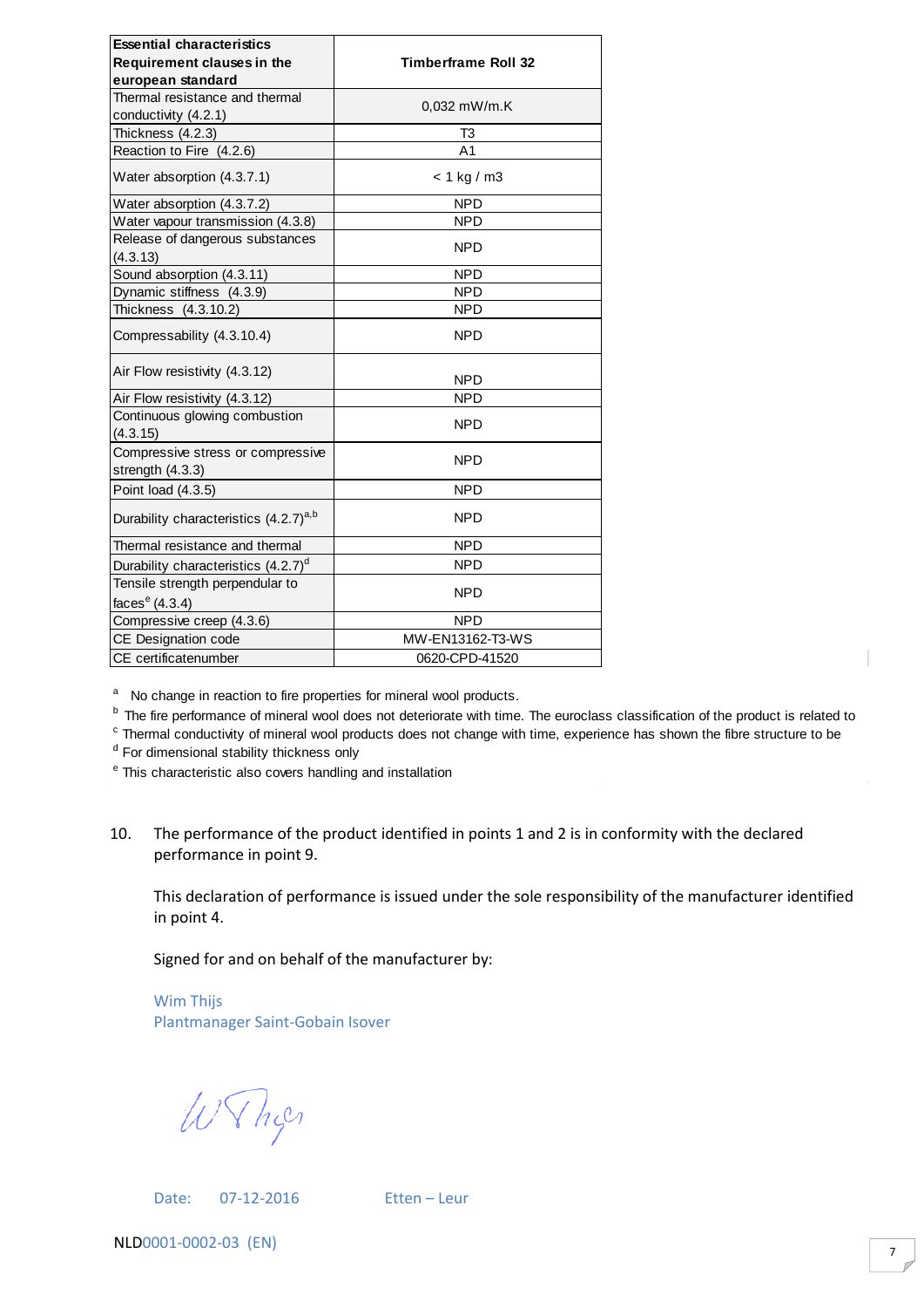| Essential characteristics Requirement clauses in the european standard | Timberframe Roll 32 |
|---|---|
| Thermal resistance and thermal conductivity (4.2.1) | 0,032 mW/m.K |
| Thickness (4.2.3) | T3 |
| Reaction to Fire (4.2.6) | A1 |
| Water absorption (4.3.7.1) | < 1 kg / m3 |
| Water absorption (4.3.7.2) | NPD |
| Water vapour transmission (4.3.8) | NPD |
| Release of dangerous substances (4.3.13) | NPD |
| Sound absorption (4.3.11) | NPD |
| Dynamic stiffness (4.3.9) | NPD |
| Thickness (4.3.10.2) | NPD |
| Compressability (4.3.10.4) | NPD |
| Air Flow resistivity (4.3.12) | NPD |
| Air Flow resistivity (4.3.12) | NPD |
| Continuous glowing combustion (4.3.15) | NPD |
| Compressive stress or compressive strength (4.3.3) | NPD |
| Point load (4.3.5) | NPD |
| Durability characteristics (4.2.7)[a,b] | NPD |
| Thermal resistance and thermal | NPD |
| Durability characteristics (4.2.7)[d] | NPD |
| Tensile strength perpendicular to faces[e] (4.3.4) | NPD |
| Compressive creep (4.3.6) | NPD |
| CE Designation code | MW-EN13162-T3-WS |
| CE certificatenumber | 0620-CPD-41520 |

[a] No change in reaction to fire properties for mineral wool products.

[b] The fire performance of mineral wool does not deteriorate with time. The euroclass classification of the product is related to

[c] Thermal conductivity of mineral wool products does not change with time, experience has shown the fibre structure to be

[d] For dimensional stability thickness only

[e] This characteristic also covers handling and installation

10. The performance of the product identified in points 1 and 2 is in conformity with the declared performance in point 9.

    This declaration of performance is issued under the sole responsibility of the manufacturer identified in point 4.

    Signed for and on behalf of the manufacturer by:

    Wim Thijs
    Plantmanager Saint-Gobain Isover

    Date: 07-12-2016 Etten – Leur

NLD0001-0002-03 (EN)